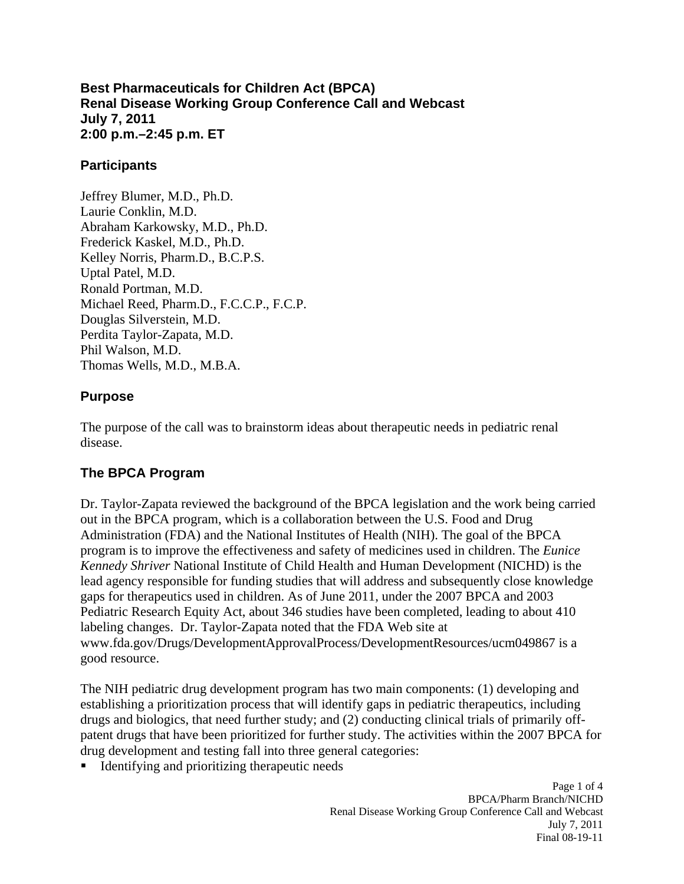# Best Pharmaceuticals for Children Act (BPCA)
# Renal Disease Working Group Conference Call and Webcast
# July 7, 2011
# 2:00 p.m.–2:45 p.m. ET

## Participants

Jeffrey Blumer, M.D., Ph.D.
Laurie Conklin, M.D.
Abraham Karkowsky, M.D., Ph.D.
Frederick Kaskel, M.D., Ph.D.
Kelley Norris, Pharm.D., B.C.P.S.
Uptal Patel, M.D.
Ronald Portman, M.D.
Michael Reed, Pharm.D., F.C.C.P., F.C.P.
Douglas Silverstein, M.D.
Perdita Taylor-Zapata, M.D.
Phil Walson, M.D.
Thomas Wells, M.D., M.B.A.

## Purpose

The purpose of the call was to brainstorm ideas about therapeutic needs in pediatric renal disease.

## The BPCA Program

Dr. Taylor-Zapata reviewed the background of the BPCA legislation and the work being carried out in the BPCA program, which is a collaboration between the U.S. Food and Drug Administration (FDA) and the National Institutes of Health (NIH). The goal of the BPCA program is to improve the effectiveness and safety of medicines used in children. The *Eunice Kennedy Shriver* National Institute of Child Health and Human Development (NICHD) is the lead agency responsible for funding studies that will address and subsequently close knowledge gaps for therapeutics used in children. As of June 2011, under the 2007 BPCA and 2003 Pediatric Research Equity Act, about 346 studies have been completed, leading to about 410 labeling changes. Dr. Taylor-Zapata noted that the FDA Web site at www.fda.gov/Drugs/DevelopmentApprovalProcess/DevelopmentResources/ucm049867 is a good resource.

The NIH pediatric drug development program has two main components: (1) developing and establishing a prioritization process that will identify gaps in pediatric therapeutics, including drugs and biologics, that need further study; and (2) conducting clinical trials of primarily off-patent drugs that have been prioritized for further study. The activities within the 2007 BPCA for drug development and testing fall into three general categories:

- Identifying and prioritizing therapeutic needs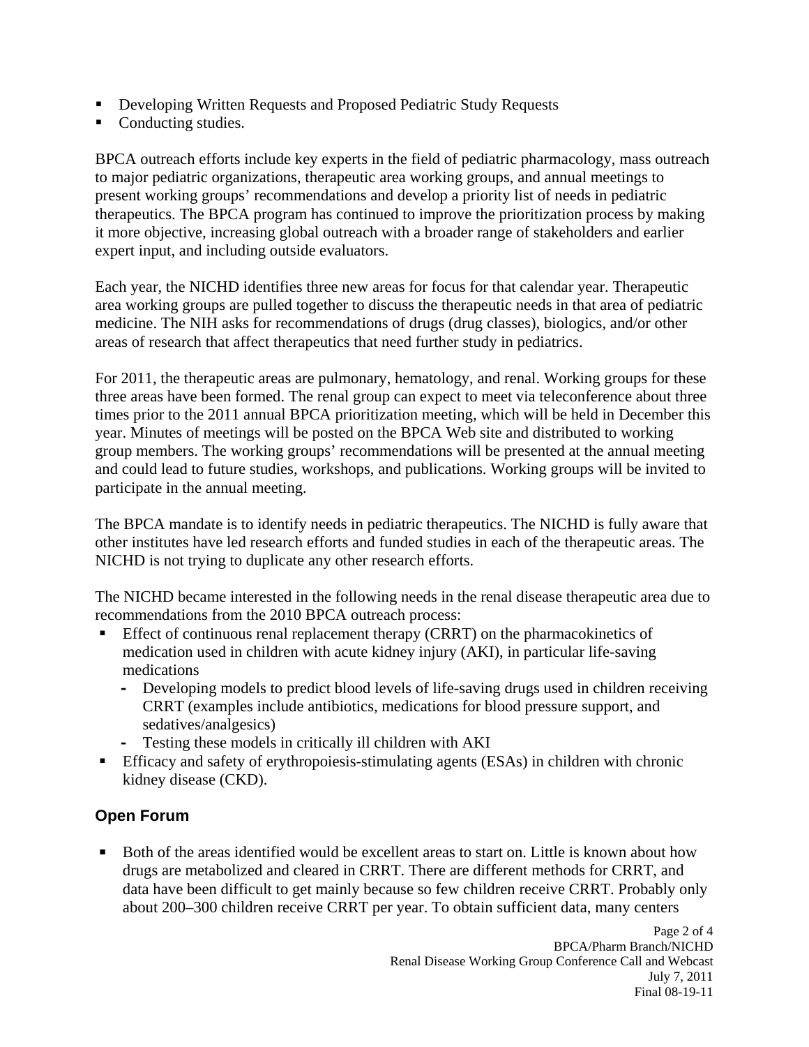- Developing Written Requests and Proposed Pediatric Study Requests
- Conducting studies.

BPCA outreach efforts include key experts in the field of pediatric pharmacology, mass outreach to major pediatric organizations, therapeutic area working groups, and annual meetings to present working groups' recommendations and develop a priority list of needs in pediatric therapeutics. The BPCA program has continued to improve the prioritization process by making it more objective, increasing global outreach with a broader range of stakeholders and earlier expert input, and including outside evaluators.

Each year, the NICHD identifies three new areas for focus for that calendar year. Therapeutic area working groups are pulled together to discuss the therapeutic needs in that area of pediatric medicine. The NIH asks for recommendations of drugs (drug classes), biologics, and/or other areas of research that affect therapeutics that need further study in pediatrics.

For 2011, the therapeutic areas are pulmonary, hematology, and renal. Working groups for these three areas have been formed. The renal group can expect to meet via teleconference about three times prior to the 2011 annual BPCA prioritization meeting, which will be held in December this year. Minutes of meetings will be posted on the BPCA Web site and distributed to working group members. The working groups' recommendations will be presented at the annual meeting and could lead to future studies, workshops, and publications. Working groups will be invited to participate in the annual meeting.

The BPCA mandate is to identify needs in pediatric therapeutics. The NICHD is fully aware that other institutes have led research efforts and funded studies in each of the therapeutic areas. The NICHD is not trying to duplicate any other research efforts.

The NICHD became interested in the following needs in the renal disease therapeutic area due to recommendations from the 2010 BPCA outreach process:

- Effect of continuous renal replacement therapy (CRRT) on the pharmacokinetics of medication used in children with acute kidney injury (AKI), in particular life-saving medications
  - Developing models to predict blood levels of life-saving drugs used in children receiving CRRT (examples include antibiotics, medications for blood pressure support, and sedatives/analgesics)
  - Testing these models in critically ill children with AKI
- Efficacy and safety of erythropoiesis-stimulating agents (ESAs) in children with chronic kidney disease (CKD).

## Open Forum

- Both of the areas identified would be excellent areas to start on. Little is known about how drugs are metabolized and cleared in CRRT. There are different methods for CRRT, and data have been difficult to get mainly because so few children receive CRRT. Probably only about 200–300 children receive CRRT per year. To obtain sufficient data, many centers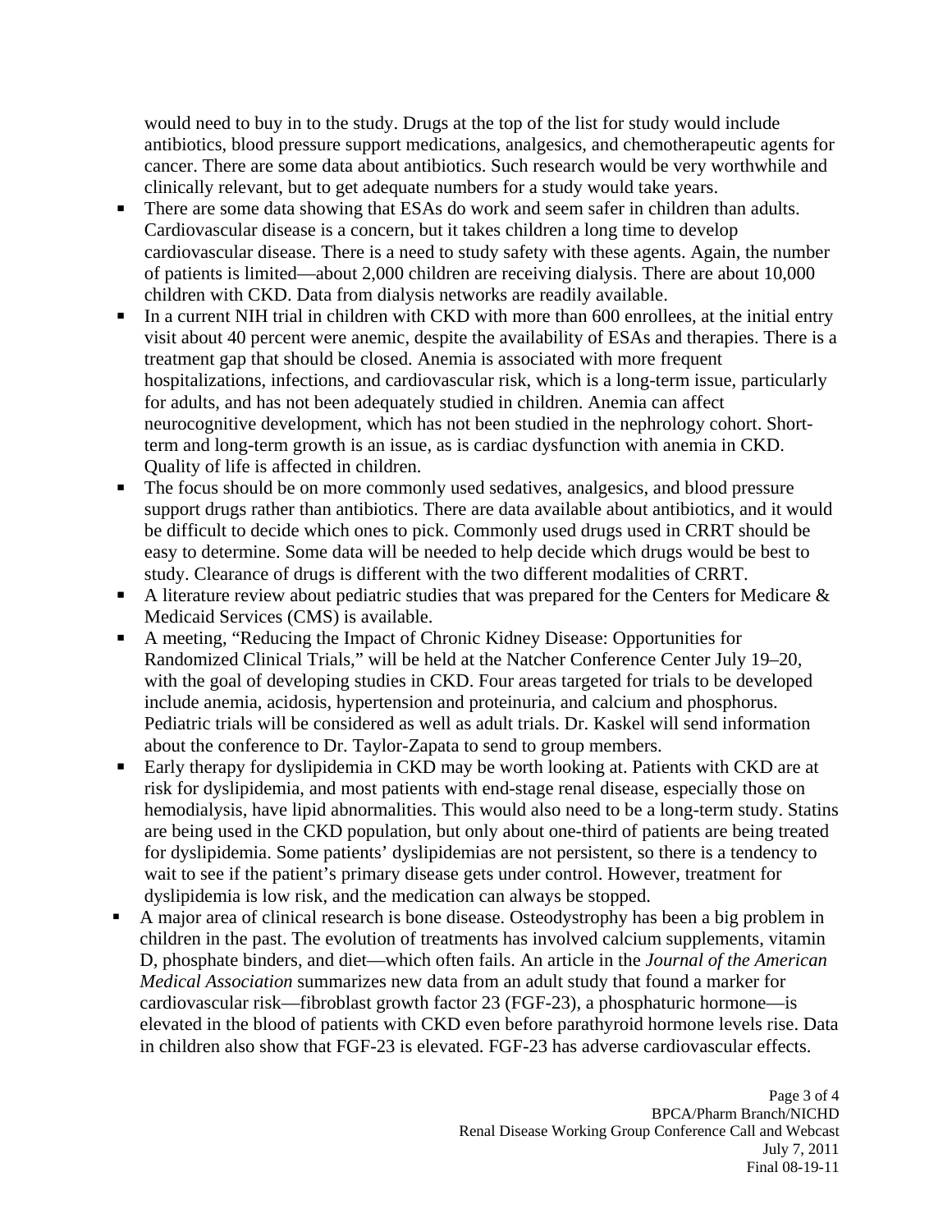would need to buy in to the study. Drugs at the top of the list for study would include antibiotics, blood pressure support medications, analgesics, and chemotherapeutic agents for cancer. There are some data about antibiotics. Such research would be very worthwhile and clinically relevant, but to get adequate numbers for a study would take years.

- There are some data showing that ESAs do work and seem safer in children than adults. Cardiovascular disease is a concern, but it takes children a long time to develop cardiovascular disease. There is a need to study safety with these agents. Again, the number of patients is limited—about 2,000 children are receiving dialysis. There are about 10,000 children with CKD. Data from dialysis networks are readily available.
- In a current NIH trial in children with CKD with more than 600 enrollees, at the initial entry visit about 40 percent were anemic, despite the availability of ESAs and therapies. There is a treatment gap that should be closed. Anemia is associated with more frequent hospitalizations, infections, and cardiovascular risk, which is a long-term issue, particularly for adults, and has not been adequately studied in children. Anemia can affect neurocognitive development, which has not been studied in the nephrology cohort. Short-term and long-term growth is an issue, as is cardiac dysfunction with anemia in CKD. Quality of life is affected in children.
- The focus should be on more commonly used sedatives, analgesics, and blood pressure support drugs rather than antibiotics. There are data available about antibiotics, and it would be difficult to decide which ones to pick. Commonly used drugs used in CRRT should be easy to determine. Some data will be needed to help decide which drugs would be best to study. Clearance of drugs is different with the two different modalities of CRRT.
- A literature review about pediatric studies that was prepared for the Centers for Medicare & Medicaid Services (CMS) is available.
- A meeting, "Reducing the Impact of Chronic Kidney Disease: Opportunities for Randomized Clinical Trials," will be held at the Natcher Conference Center July 19–20, with the goal of developing studies in CKD. Four areas targeted for trials to be developed include anemia, acidosis, hypertension and proteinuria, and calcium and phosphorus. Pediatric trials will be considered as well as adult trials. Dr. Kaskel will send information about the conference to Dr. Taylor-Zapata to send to group members.
- Early therapy for dyslipidemia in CKD may be worth looking at. Patients with CKD are at risk for dyslipidemia, and most patients with end-stage renal disease, especially those on hemodialysis, have lipid abnormalities. This would also need to be a long-term study. Statins are being used in the CKD population, but only about one-third of patients are being treated for dyslipidemia. Some patients' dyslipidemias are not persistent, so there is a tendency to wait to see if the patient's primary disease gets under control. However, treatment for dyslipidemia is low risk, and the medication can always be stopped.
- A major area of clinical research is bone disease. Osteodystrophy has been a big problem in children in the past. The evolution of treatments has involved calcium supplements, vitamin D, phosphate binders, and diet—which often fails. An article in the *Journal of the American Medical Association* summarizes new data from an adult study that found a marker for cardiovascular risk—fibroblast growth factor 23 (FGF-23), a phosphaturic hormone—is elevated in the blood of patients with CKD even before parathyroid hormone levels rise. Data in children also show that FGF-23 is elevated. FGF-23 has adverse cardiovascular effects.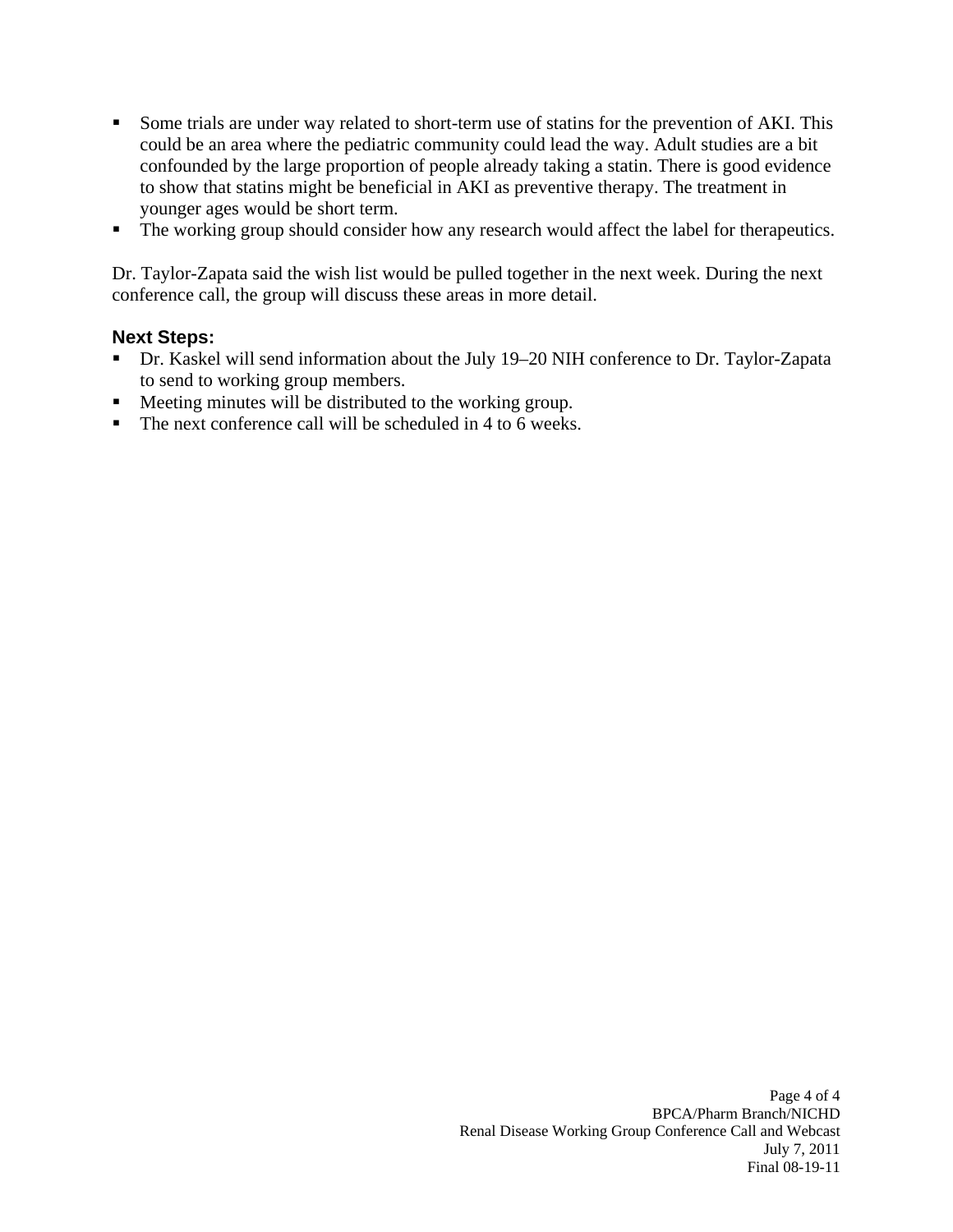- Some trials are under way related to short-term use of statins for the prevention of AKI. This could be an area where the pediatric community could lead the way. Adult studies are a bit confounded by the large proportion of people already taking a statin. There is good evidence to show that statins might be beneficial in AKI as preventive therapy. The treatment in younger ages would be short term.
- The working group should consider how any research would affect the label for therapeutics.

Dr. Taylor-Zapata said the wish list would be pulled together in the next week. During the next conference call, the group will discuss these areas in more detail.

**Next Steps:**

- Dr. Kaskel will send information about the July 19–20 NIH conference to Dr. Taylor-Zapata to send to working group members.
- Meeting minutes will be distributed to the working group.
- The next conference call will be scheduled in 4 to 6 weeks.